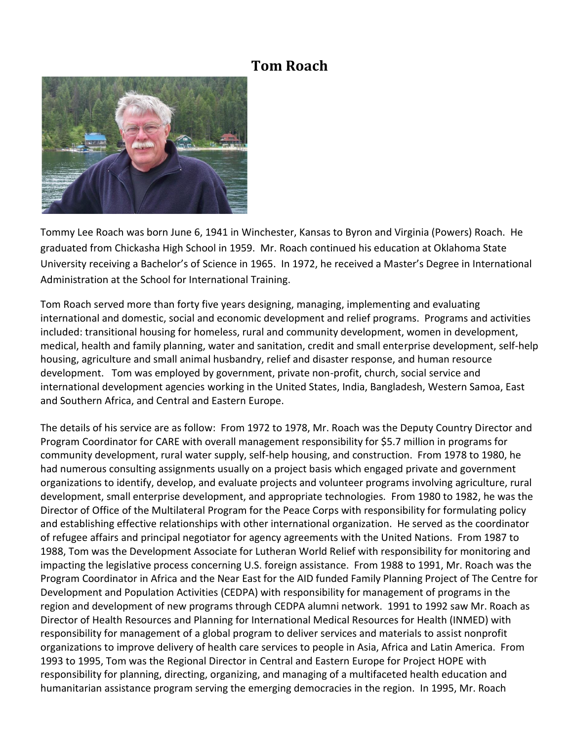# Tom Roach

Tommy Lee Roach was born June 6, 1941 in Winchester, Kansas to Byron and Virginia (Powers) Roach. He graduated from Chickasha High School in 1959. Mr. Roach continued his education at Oklahoma State University receiving a Bachelor's of Science in 1965. In 1972, he received a Master's Degree in International Administration at the School for International Training.

Tom Roach served more than forty five years designing, managing, implementing and evaluating international and domestic, social and economic development and relief programs. Programs and activities included: transitional housing for homeless, rural and community development, women in development, medical, health and family planning, water and sanitation, credit and small enterprise development, self-help housing, agriculture and small animal husbandry, relief and disaster response, and human resource development. Tom was employed by government, private non-profit, church, social service and international development agencies working in the United States, India, Bangladesh, Western Samoa, East and Southern Africa, and Central and Eastern Europe.

The details of his service are as follow: From 1972 to 1978, Mr. Roach was the Deputy Country Director and Program Coordinator for CARE with overall management responsibility for $5.7 million in programs for community development, rural water supply, self-help housing, and construction. From 1978 to 1980, he had numerous consulting assignments usually on a project basis which engaged private and government organizations to identify, develop, and evaluate projects and volunteer programs involving agriculture, rural development, small enterprise development, and appropriate technologies. From 1980 to 1982, he was the Director of Office of the Multilateral Program for the Peace Corps with responsibility for formulating policy and establishing effective relationships with other international organization. He served as the coordinator of refugee affairs and principal negotiator for agency agreements with the United Nations. From 1987 to 1988, Tom was the Development Associate for Lutheran World Relief with responsibility for monitoring and impacting the legislative process concerning U.S. foreign assistance. From 1988 to 1991, Mr. Roach was the Program Coordinator in Africa and the Near East for the AID funded Family Planning Project of The Centre for Development and Population Activities (CEDPA) with responsibility for management of programs in the region and development of new programs through CEDPA alumni network. 1991 to 1992 saw Mr. Roach as Director of Health Resources and Planning for International Medical Resources for Health (INMED) with responsibility for management of a global program to deliver services and materials to assist nonprofit organizations to improve delivery of health care services to people in Asia, Africa and Latin America. From 1993 to 1995, Tom was the Regional Director in Central and Eastern Europe for Project HOPE with responsibility for planning, directing, organizing, and managing of a multifaceted health education and humanitarian assistance program serving the emerging democracies in the region. In 1995, Mr. Roach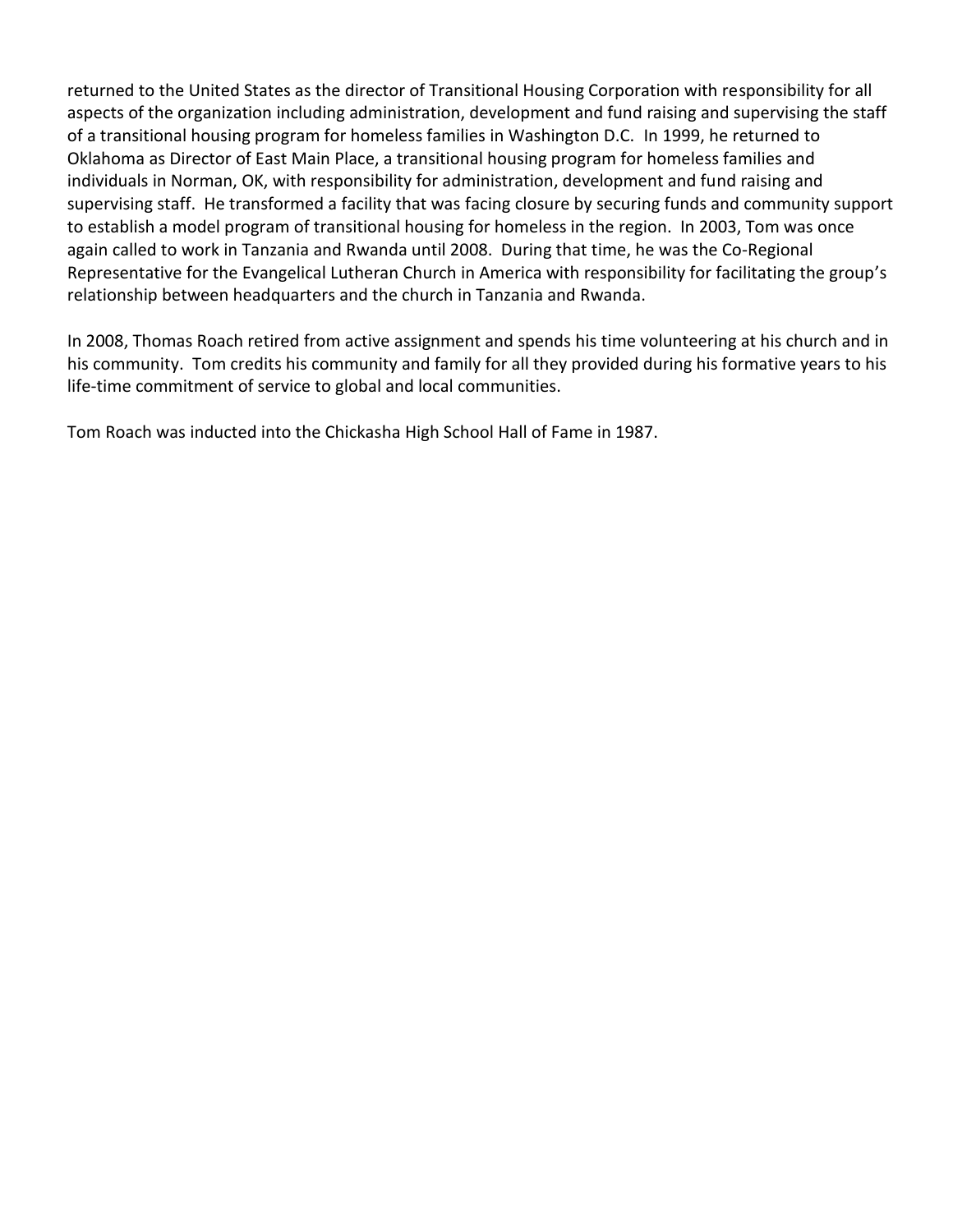returned to the United States as the director of Transitional Housing Corporation with responsibility for all aspects of the organization including administration, development and fund raising and supervising the staff of a transitional housing program for homeless families in Washington D.C. In 1999, he returned to Oklahoma as Director of East Main Place, a transitional housing program for homeless families and individuals in Norman, OK, with responsibility for administration, development and fund raising and supervising staff. He transformed a facility that was facing closure by securing funds and community support to establish a model program of transitional housing for homeless in the region. In 2003, Tom was once again called to work in Tanzania and Rwanda until 2008. During that time, he was the Co-Regional Representative for the Evangelical Lutheran Church in America with responsibility for facilitating the group's relationship between headquarters and the church in Tanzania and Rwanda.

In 2008, Thomas Roach retired from active assignment and spends his time volunteering at his church and in his community. Tom credits his community and family for all they provided during his formative years to his life-time commitment of service to global and local communities.

Tom Roach was inducted into the Chickasha High School Hall of Fame in 1987.